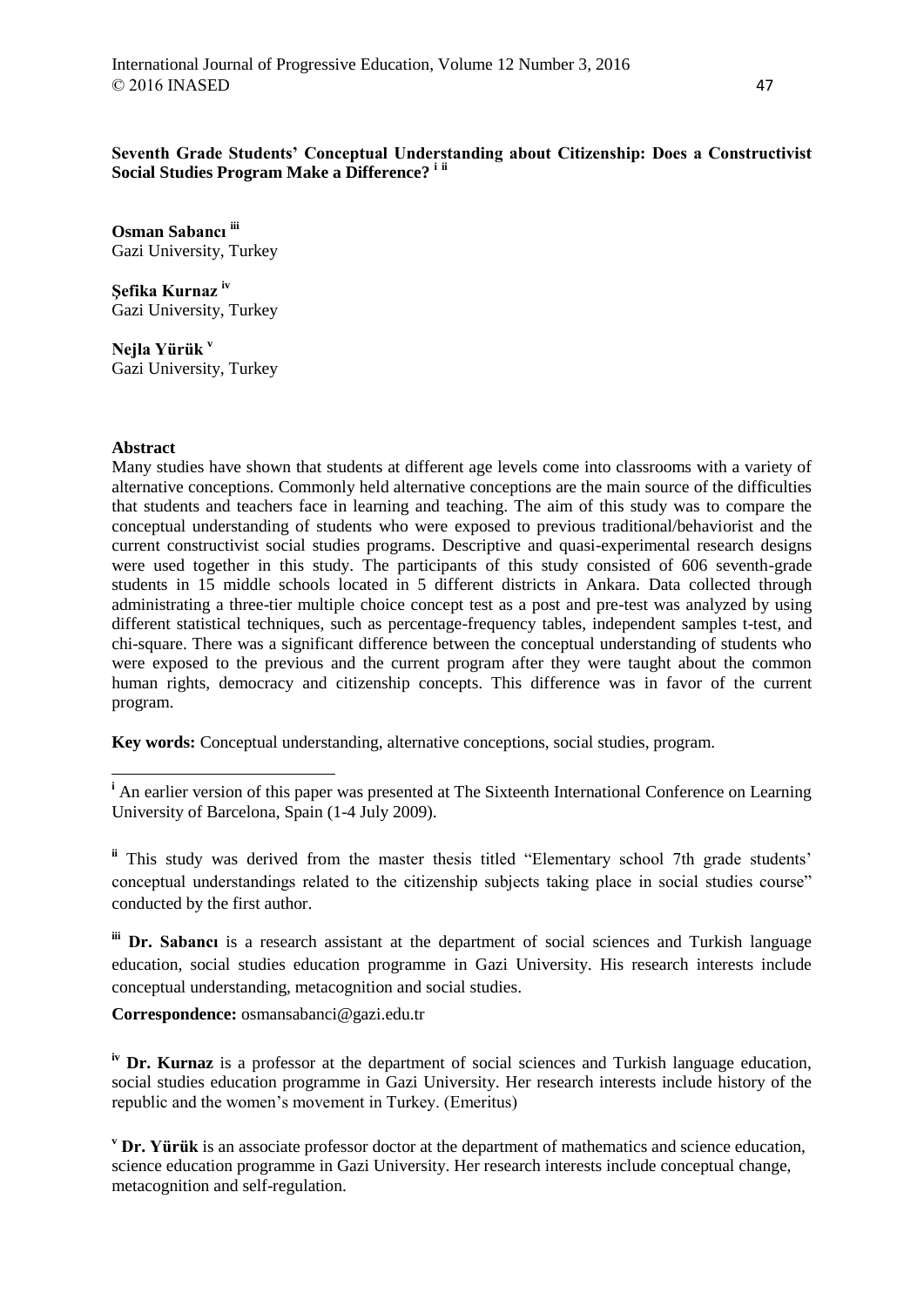**Seventh Grade Students' Conceptual Understanding about Citizenship: Does a Constructivist Social Studies Program Make a Difference?** [i] [ii]

**Osman Sabancı** [iii]
Gazi University, Turkey

**Şefika Kurnaz** [iv]
Gazi University, Turkey

**Nejla Yürük** [v]
Gazi University, Turkey

**Abstract**

Many studies have shown that students at different age levels come into classrooms with a variety of alternative conceptions. Commonly held alternative conceptions are the main source of the difficulties that students and teachers face in learning and teaching. The aim of this study was to compare the conceptual understanding of students who were exposed to previous traditional/behaviorist and the current constructivist social studies programs. Descriptive and quasi-experimental research designs were used together in this study. The participants of this study consisted of 606 seventh-grade students in 15 middle schools located in 5 different districts in Ankara. Data collected through administrating a three-tier multiple choice concept test as a post and pre-test was analyzed by using different statistical techniques, such as percentage-frequency tables, independent samples t-test, and chi-square. There was a significant difference between the conceptual understanding of students who were exposed to the previous and the current program after they were taught about the common human rights, democracy and citizenship concepts. This difference was in favor of the current program.

**Key words:** Conceptual understanding, alternative conceptions, social studies, program.

---

[i] An earlier version of this paper was presented at The Sixteenth International Conference on Learning University of Barcelona, Spain (1-4 July 2009).

[ii] This study was derived from the master thesis titled "Elementary school 7th grade students' conceptual understandings related to the citizenship subjects taking place in social studies course" conducted by the first author.

[iii] **Dr. Sabancı** is a research assistant at the department of social sciences and Turkish language education, social studies education programme in Gazi University. His research interests include conceptual understanding, metacognition and social studies.

**Correspondence:** osmansabanci@gazi.edu.tr

[iv] **Dr. Kurnaz** is a professor at the department of social sciences and Turkish language education, social studies education programme in Gazi University. Her research interests include history of the republic and the women's movement in Turkey. (Emeritus)

[v] **Dr. Yürük** is an associate professor doctor at the department of mathematics and science education, science education programme in Gazi University. Her research interests include conceptual change, metacognition and self-regulation.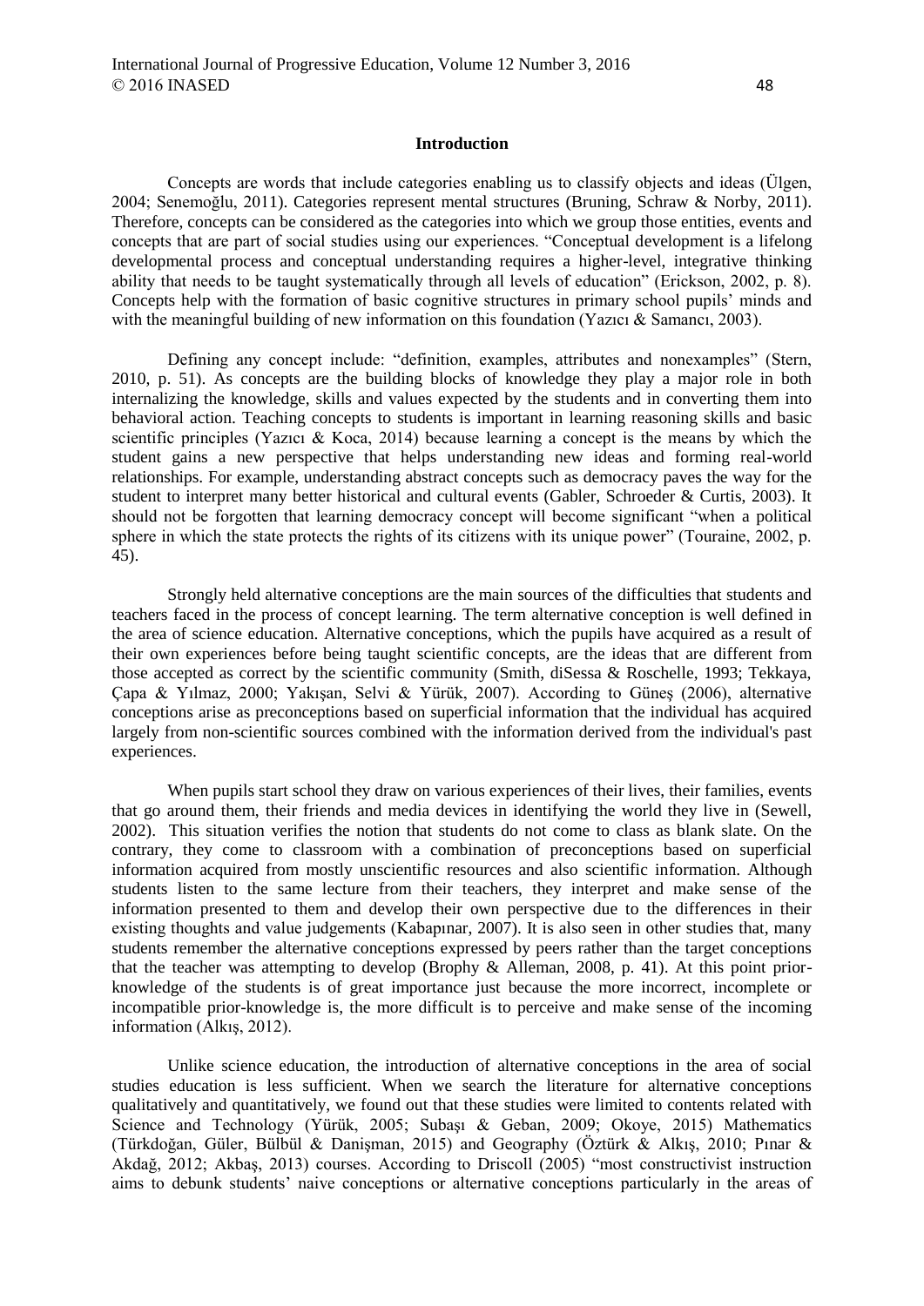## Introduction

Concepts are words that include categories enabling us to classify objects and ideas (Ülgen, 2004; Senemoğlu, 2011). Categories represent mental structures (Bruning, Schraw & Norby, 2011). Therefore, concepts can be considered as the categories into which we group those entities, events and concepts that are part of social studies using our experiences. "Conceptual development is a lifelong developmental process and conceptual understanding requires a higher-level, integrative thinking ability that needs to be taught systematically through all levels of education" (Erickson, 2002, p. 8). Concepts help with the formation of basic cognitive structures in primary school pupils' minds and with the meaningful building of new information on this foundation (Yazıcı & Samancı, 2003).

Defining any concept include: "definition, examples, attributes and nonexamples" (Stern, 2010, p. 51). As concepts are the building blocks of knowledge they play a major role in both internalizing the knowledge, skills and values expected by the students and in converting them into behavioral action. Teaching concepts to students is important in learning reasoning skills and basic scientific principles (Yazıcı & Koca, 2014) because learning a concept is the means by which the student gains a new perspective that helps understanding new ideas and forming real-world relationships. For example, understanding abstract concepts such as democracy paves the way for the student to interpret many better historical and cultural events (Gabler, Schroeder & Curtis, 2003). It should not be forgotten that learning democracy concept will become significant "when a political sphere in which the state protects the rights of its citizens with its unique power" (Touraine, 2002, p. 45).

Strongly held alternative conceptions are the main sources of the difficulties that students and teachers faced in the process of concept learning. The term alternative conception is well defined in the area of science education. Alternative conceptions, which the pupils have acquired as a result of their own experiences before being taught scientific concepts, are the ideas that are different from those accepted as correct by the scientific community (Smith, diSessa & Roschelle, 1993; Tekkaya, Çapa & Yılmaz, 2000; Yakışan, Selvi & Yürük, 2007). According to Güneş (2006), alternative conceptions arise as preconceptions based on superficial information that the individual has acquired largely from non-scientific sources combined with the information derived from the individual's past experiences.

When pupils start school they draw on various experiences of their lives, their families, events that go around them, their friends and media devices in identifying the world they live in (Sewell, 2002). This situation verifies the notion that students do not come to class as blank slate. On the contrary, they come to classroom with a combination of preconceptions based on superficial information acquired from mostly unscientific resources and also scientific information. Although students listen to the same lecture from their teachers, they interpret and make sense of the information presented to them and develop their own perspective due to the differences in their existing thoughts and value judgements (Kabapınar, 2007). It is also seen in other studies that, many students remember the alternative conceptions expressed by peers rather than the target conceptions that the teacher was attempting to develop (Brophy & Alleman, 2008, p. 41). At this point prior-knowledge of the students is of great importance just because the more incorrect, incomplete or incompatible prior-knowledge is, the more difficult is to perceive and make sense of the incoming information (Alkış, 2012).

Unlike science education, the introduction of alternative conceptions in the area of social studies education is less sufficient. When we search the literature for alternative conceptions qualitatively and quantitatively, we found out that these studies were limited to contents related with Science and Technology (Yürük, 2005; Subaşı & Geban, 2009; Okoye, 2015) Mathematics (Türkdoğan, Güler, Bülbül & Danişman, 2015) and Geography (Öztürk & Alkış, 2010; Pınar & Akdağ, 2012; Akbaş, 2013) courses. According to Driscoll (2005) "most constructivist instruction aims to debunk students' naive conceptions or alternative conceptions particularly in the areas of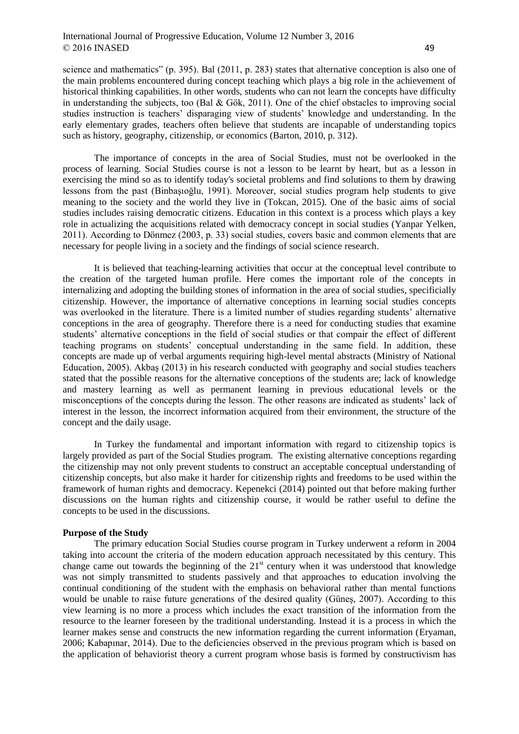science and mathematics" (p. 395). Bal (2011, p. 283) states that alternative conception is also one of the main problems encountered during concept teaching which plays a big role in the achievement of historical thinking capabilities. In other words, students who can not learn the concepts have difficulty in understanding the subjects, too (Bal & Gök, 2011). One of the chief obstacles to improving social studies instruction is teachers' disparaging view of students' knowledge and understanding. In the early elementary grades, teachers often believe that students are incapable of understanding topics such as history, geography, citizenship, or economics (Barton, 2010, p. 312).

The importance of concepts in the area of Social Studies, must not be overlooked in the process of learning. Social Studies course is not a lesson to be learnt by heart, but as a lesson in exercising the mind so as to identify today's societal problems and find solutions to them by drawing lessons from the past (Binbaşıoğlu, 1991). Moreover, social studies program help students to give meaning to the society and the world they live in (Tokcan, 2015). One of the basic aims of social studies includes raising democratic citizens. Education in this context is a process which plays a key role in actualizing the acquisitions related with democracy concept in social studies (Yanpar Yelken, 2011). According to Dönmez (2003, p. 33) social studies, covers basic and common elements that are necessary for people living in a society and the findings of social science research.

It is believed that teaching-learning activities that occur at the conceptual level contribute to the creation of the targeted human profile. Here comes the important role of the concepts in internalizing and adopting the building stones of information in the area of social studies, specificially citizenship. However, the importance of alternative conceptions in learning social studies concepts was overlooked in the literature. There is a limited number of studies regarding students' alternative conceptions in the area of geography. Therefore there is a need for conducting studies that examine students' alternative conceptions in the field of social studies or that compair the effect of different teaching programs on students' conceptual understanding in the same field. In addition, these concepts are made up of verbal arguments requiring high-level mental abstracts (Ministry of National Education, 2005). Akbaş (2013) in his research conducted with geography and social studies teachers stated that the possible reasons for the alternative conceptions of the students are; lack of knowledge and mastery learning as well as permanent learning in previous educational levels or the misconceptions of the concepts during the lesson. The other reasons are indicated as students' lack of interest in the lesson, the incorrect information acquired from their environment, the structure of the concept and the daily usage.

In Turkey the fundamental and important information with regard to citizenship topics is largely provided as part of the Social Studies program. The existing alternative conceptions regarding the citizenship may not only prevent students to construct an acceptable conceptual understanding of citizenship concepts, but also make it harder for citizenship rights and freedoms to be used within the framework of human rights and democracy. Kepenekci (2014) pointed out that before making further discussions on the human rights and citizenship course, it would be rather useful to define the concepts to be used in the discussions.

**Purpose of the Study**

The primary education Social Studies course program in Turkey underwent a reform in 2004 taking into account the criteria of the modern education approach necessitated by this century. This change came out towards the beginning of the 21st century when it was understood that knowledge was not simply transmitted to students passively and that approaches to education involving the continual conditioning of the student with the emphasis on behavioral rather than mental functions would be unable to raise future generations of the desired quality (Güneş, 2007). According to this view learning is no more a process which includes the exact transition of the information from the resource to the learner foreseen by the traditional understanding. Instead it is a process in which the learner makes sense and constructs the new information regarding the current information (Eryaman, 2006; Kabapınar, 2014). Due to the deficiencies observed in the previous program which is based on the application of behaviorist theory a current program whose basis is formed by constructivism has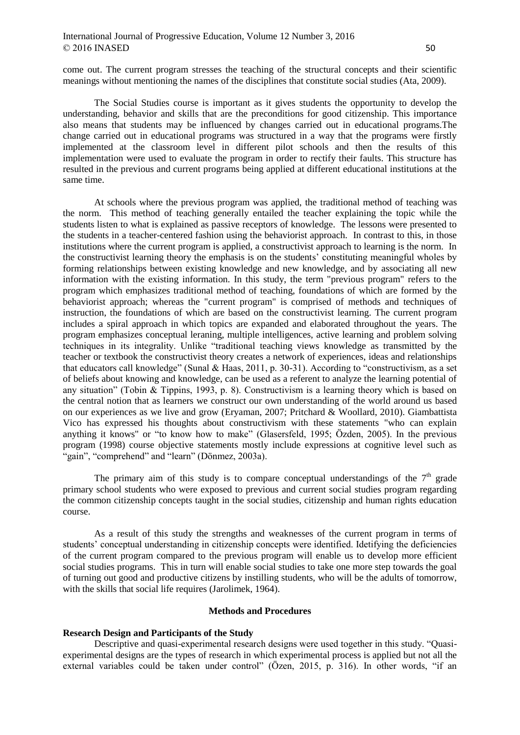come out. The current program stresses the teaching of the structural concepts and their scientific meanings without mentioning the names of the disciplines that constitute social studies (Ata, 2009).

The Social Studies course is important as it gives students the opportunity to develop the understanding, behavior and skills that are the preconditions for good citizenship. This importance also means that students may be influenced by changes carried out in educational programs.The change carried out in educational programs was structured in a way that the programs were firstly implemented at the classroom level in different pilot schools and then the results of this implementation were used to evaluate the program in order to rectify their faults. This structure has resulted in the previous and current programs being applied at different educational institutions at the same time.

At schools where the previous program was applied, the traditional method of teaching was the norm. This method of teaching generally entailed the teacher explaining the topic while the students listen to what is explained as passive receptors of knowledge. The lessons were presented to the students in a teacher-centered fashion using the behaviorist approach. In contrast to this, in those institutions where the current program is applied, a constructivist approach to learning is the norm. In the constructivist learning theory the emphasis is on the students' constituting meaningful wholes by forming relationships between existing knowledge and new knowledge, and by associating all new information with the existing information. In this study, the term "previous program" refers to the program which emphasizes traditional method of teaching, foundations of which are formed by the behaviorist approach; whereas the "current program" is comprised of methods and techniques of instruction, the foundations of which are based on the constructivist learning. The current program includes a spiral approach in which topics are expanded and elaborated throughout the years. The program emphasizes conceptual leraning, multiple intelligences, active learning and problem solving techniques in its integrality. Unlike "traditional teaching views knowledge as transmitted by the teacher or textbook the constructivist theory creates a network of experiences, ideas and relationships that educators call knowledge" (Sunal & Haas, 2011, p. 30-31). According to "constructivism, as a set of beliefs about knowing and knowledge, can be used as a referent to analyze the learning potential of any situation" (Tobin & Tippins, 1993, p. 8). Constructivism is a learning theory which is based on the central notion that as learners we construct our own understanding of the world around us based on our experiences as we live and grow (Eryaman, 2007; Pritchard & Woollard, 2010). Giambattista Vico has expressed his thoughts about constructivism with these statements "who can explain anything it knows" or "to know how to make" (Glasersfeld, 1995; Özden, 2005). In the previous program (1998) course objective statements mostly include expressions at cognitive level such as "gain", "comprehend" and "learn" (Dönmez, 2003a).

The primary aim of this study is to compare conceptual understandings of the 7[th] grade primary school students who were exposed to previous and current social studies program regarding the common citizenship concepts taught in the social studies, citizenship and human rights education course.

As a result of this study the strengths and weaknesses of the current program in terms of students' conceptual understanding in citizenship concepts were identified. Idetifying the deficiencies of the current program compared to the previous program will enable us to develop more efficient social studies programs. This in turn will enable social studies to take one more step towards the goal of turning out good and productive citizens by instilling students, who will be the adults of tomorrow, with the skills that social life requires (Jarolimek, 1964).

## Methods and Procedures

### Research Design and Participants of the Study

Descriptive and quasi-experimental research designs were used together in this study. "Quasi-experimental designs are the types of research in which experimental process is applied but not all the external variables could be taken under control" (Özen, 2015, p. 316). In other words, "if an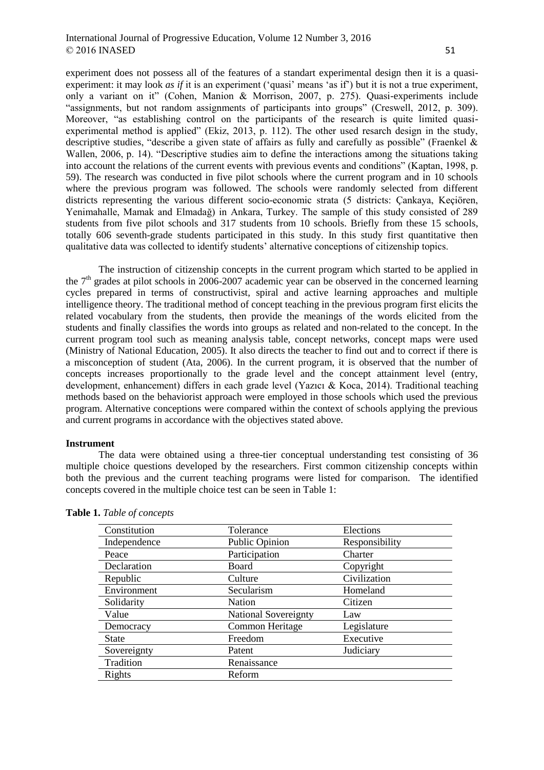experiment does not possess all of the features of a standart experimental design then it is a quasi-experiment: it may look *as if* it is an experiment ('quasi' means 'as if') but it is not a true experiment, only a variant on it" (Cohen, Manion & Morrison, 2007, p. 275). Quasi-experiments include "assignments, but not random assignments of participants into groups" (Creswell, 2012, p. 309). Moreover, "as establishing control on the participants of the research is quite limited quasi-experimental method is applied" (Ekiz, 2013, p. 112). The other used resarch design in the study, descriptive studies, "describe a given state of affairs as fully and carefully as possible" (Fraenkel & Wallen, 2006, p. 14). "Descriptive studies aim to define the interactions among the situations taking into account the relations of the current events with previous events and conditions" (Kaptan, 1998, p. 59). The research was conducted in five pilot schools where the current program and in 10 schools where the previous program was followed. The schools were randomly selected from different districts representing the various different socio-economic strata (5 districts: Çankaya, Keçiören, Yenimahalle, Mamak and Elmadağ) in Ankara, Turkey. The sample of this study consisted of 289 students from five pilot schools and 317 students from 10 schools. Briefly from these 15 schools, totally 606 seventh-grade students participated in this study. In this study first quantitative then qualitative data was collected to identify students' alternative conceptions of citizenship topics.

The instruction of citizenship concepts in the current program which started to be applied in the 7th grades at pilot schools in 2006-2007 academic year can be observed in the concerned learning cycles prepared in terms of constructivist, spiral and active learning approaches and multiple intelligence theory. The traditional method of concept teaching in the previous program first elicits the related vocabulary from the students, then provide the meanings of the words elicited from the students and finally classifies the words into groups as related and non-related to the concept. In the current program tool such as meaning analysis table, concept networks, concept maps were used (Ministry of National Education, 2005). It also directs the teacher to find out and to correct if there is a misconception of student (Ata, 2006). In the current program, it is observed that the number of concepts increases proportionally to the grade level and the concept attainment level (entry, development, enhancement) differs in each grade level (Yazıcı & Koca, 2014). Traditional teaching methods based on the behaviorist approach were employed in those schools which used the previous program. Alternative conceptions were compared within the context of schools applying the previous and current programs in accordance with the objectives stated above.

**Instrument**

The data were obtained using a three-tier conceptual understanding test consisting of 36 multiple choice questions developed by the researchers. First common citizenship concepts within both the previous and the current teaching programs were listed for comparison. The identified concepts covered in the multiple choice test can be seen in Table 1:

**Table 1.** *Table of concepts*

| | | |
|---|---|---|
| Constitution | Tolerance | Elections |
| Independence | Public Opinion | Responsibility |
| Peace | Participation | Charter |
| Declaration | Board | Copyright |
| Republic | Culture | Civilization |
| Environment | Secularism | Homeland |
| Solidarity | Nation | Citizen |
| Value | National Sovereignty | Law |
| Democracy | Common Heritage | Legislature |
| State | Freedom | Executive |
| Sovereignty | Patent | Judiciary |
| Tradition | Renaissance | |
| Rights | Reform | |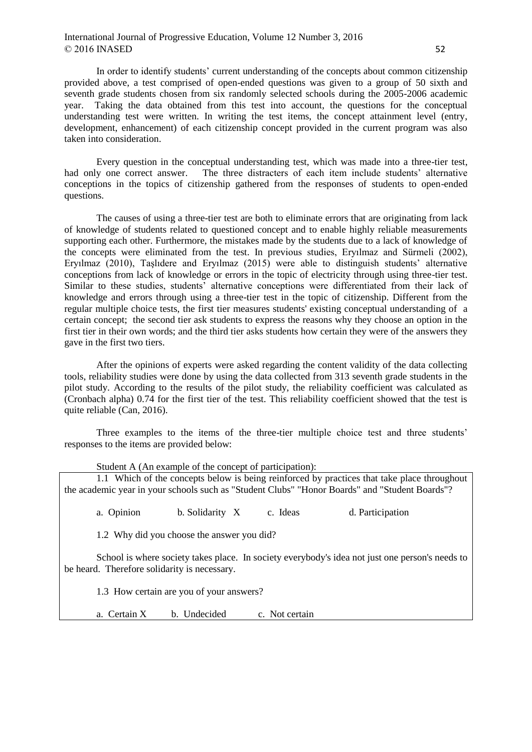In order to identify students' current understanding of the concepts about common citizenship provided above, a test comprised of open-ended questions was given to a group of 50 sixth and seventh grade students chosen from six randomly selected schools during the 2005-2006 academic year. Taking the data obtained from this test into account, the questions for the conceptual understanding test were written. In writing the test items, the concept attainment level (entry, development, enhancement) of each citizenship concept provided in the current program was also taken into consideration.

Every question in the conceptual understanding test, which was made into a three-tier test, had only one correct answer. The three distracters of each item include students' alternative conceptions in the topics of citizenship gathered from the responses of students to open-ended questions.

The causes of using a three-tier test are both to eliminate errors that are originating from lack of knowledge of students related to questioned concept and to enable highly reliable measurements supporting each other. Furthermore, the mistakes made by the students due to a lack of knowledge of the concepts were eliminated from the test. In previous studies, Eryılmaz and Sürmeli (2002), Eryılmaz (2010), Taşlıdere and Eryılmaz (2015) were able to distinguish students' alternative conceptions from lack of knowledge or errors in the topic of electricity through using three-tier test. Similar to these studies, students' alternative conceptions were differentiated from their lack of knowledge and errors through using a three-tier test in the topic of citizenship. Different from the regular multiple choice tests, the first tier measures students' existing conceptual understanding of a certain concept; the second tier ask students to express the reasons why they choose an option in the first tier in their own words; and the third tier asks students how certain they were of the answers they gave in the first two tiers.

After the opinions of experts were asked regarding the content validity of the data collecting tools, reliability studies were done by using the data collected from 313 seventh grade students in the pilot study. According to the results of the pilot study, the reliability coefficient was calculated as (Cronbach alpha) 0.74 for the first tier of the test. This reliability coefficient showed that the test is quite reliable (Can, 2016).

Three examples to the items of the three-tier multiple choice test and three students' responses to the items are provided below:

Student A (An example of the concept of participation):

1.1 Which of the concepts below is being reinforced by practices that take place throughout the academic year in your schools such as "Student Clubs" "Honor Boards" and "Student Boards"?

a. Opinion    b. Solidarity X    c. Ideas    d. Participation

1.2 Why did you choose the answer you did?

School is where society takes place. In society everybody's idea not just one person's needs to be heard. Therefore solidarity is necessary.

1.3 How certain are you of your answers?

a. Certain X    b. Undecided    c. Not certain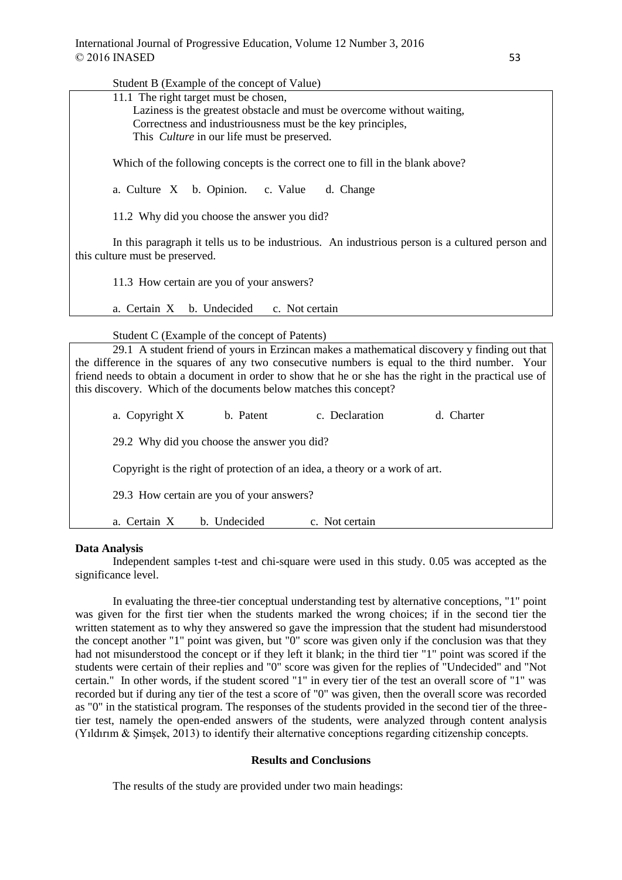Student B (Example of the concept of Value)

11.1 The right target must be chosen,
Laziness is the greatest obstacle and must be overcome without waiting,
Correctness and industriousness must be the key principles,
This *Culture* in our life must be preserved.

Which of the following concepts is the correct one to fill in the blank above?

a. Culture X b. Opinion. c. Value d. Change

11.2 Why did you choose the answer you did?

In this paragraph it tells us to be industrious. An industrious person is a cultured person and this culture must be preserved.

11.3 How certain are you of your answers?

a. Certain X b. Undecided c. Not certain

Student C (Example of the concept of Patents)

29.1 A student friend of yours in Erzincan makes a mathematical discovery y finding out that the difference in the squares of any two consecutive numbers is equal to the third number. Your friend needs to obtain a document in order to show that he or she has the right in the practical use of this discovery. Which of the documents below matches this concept?

a. Copyright X b. Patent c. Declaration d. Charter

29.2 Why did you choose the answer you did?

Copyright is the right of protection of an idea, a theory or a work of art.

29.3 How certain are you of your answers?

a. Certain X b. Undecided c. Not certain

**Data Analysis**

Independent samples t-test and chi-square were used in this study. 0.05 was accepted as the significance level.

In evaluating the three-tier conceptual understanding test by alternative conceptions, "1" point was given for the first tier when the students marked the wrong choices; if in the second tier the written statement as to why they answered so gave the impression that the student had misunderstood the concept another "1" point was given, but "0" score was given only if the conclusion was that they had not misunderstood the concept or if they left it blank; in the third tier "1" point was scored if the students were certain of their replies and "0" score was given for the replies of "Undecided" and "Not certain." In other words, if the student scored "1" in every tier of the test an overall score of "1" was recorded but if during any tier of the test a score of "0" was given, then the overall score was recorded as "0" in the statistical program. The responses of the students provided in the second tier of the three-tier test, namely the open-ended answers of the students, were analyzed through content analysis (Yıldırım & Şimşek, 2013) to identify their alternative conceptions regarding citizenship concepts.

## Results and Conclusions

The results of the study are provided under two main headings: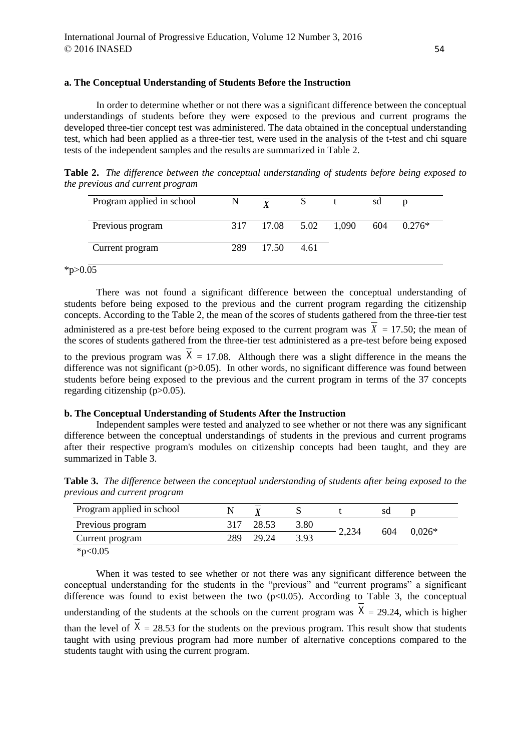#### a. The Conceptual Understanding of Students Before the Instruction

In order to determine whether or not there was a significant difference between the conceptual understandings of students before they were exposed to the previous and current programs the developed three-tier concept test was administered. The data obtained in the conceptual understanding test, which had been applied as a three-tier test, were used in the analysis of the t-test and chi square tests of the independent samples and the results are summarized in Table 2.

**Table 2.** *The difference between the conceptual understanding of students before being exposed to the previous and current program*

| Program applied in school | N | $\overline{X}$ | S | t | sd | p |
|---|---|---|---|---|---|---|
| Previous program | 317 | 17.08 | 5.02 | 1,090 | 604 | 0.276* |
| Current program | 289 | 17.50 | 4.61 | | | |

*$p>0.05$

There was not found a significant difference between the conceptual understanding of students before being exposed to the previous and the current program regarding the citizenship concepts. According to the Table 2, the mean of the scores of students gathered from the three-tier test administered as a pre-test before being exposed to the current program was $\overline{X}$ = 17.50; the mean of the scores of students gathered from the three-tier test administered as a pre-test before being exposed to the previous program was $\overline{X}$ = 17.08. Although there was a slight difference in the means the difference was not significant ($p>0.05$). In other words, no significant difference was found between students before being exposed to the previous and the current program in terms of the 37 concepts regarding citizenship ($p>0.05$).

#### b. The Conceptual Understanding of Students After the Instruction

Independent samples were tested and analyzed to see whether or not there was any significant difference between the conceptual understandings of students in the previous and current programs after their respective program's modules on citizenship concepts had been taught, and they are summarized in Table 3.

**Table 3.** *The difference between the conceptual understanding of students after being exposed to the previous and current program*

| Program applied in school | N | $\overline{X}$ | S | t | sd | p |
|---|---|---|---|---|---|---|
| Previous program | 317 | 28.53 | 3.80 | 2,234 | 604 | 0,026* |
| Current program | 289 | 29.24 | 3.93 | | | |

*$p<0.05$

When it was tested to see whether or not there was any significant difference between the conceptual understanding for the students in the "previous" and "current programs" a significant difference was found to exist between the two ($p<0.05$). According to Table 3, the conceptual understanding of the students at the schools on the current program was $\overline{X}$ = 29.24, which is higher than the level of $\overline{X}$ = 28.53 for the students on the previous program. This result show that students taught with using previous program had more number of alternative conceptions compared to the students taught with using the current program.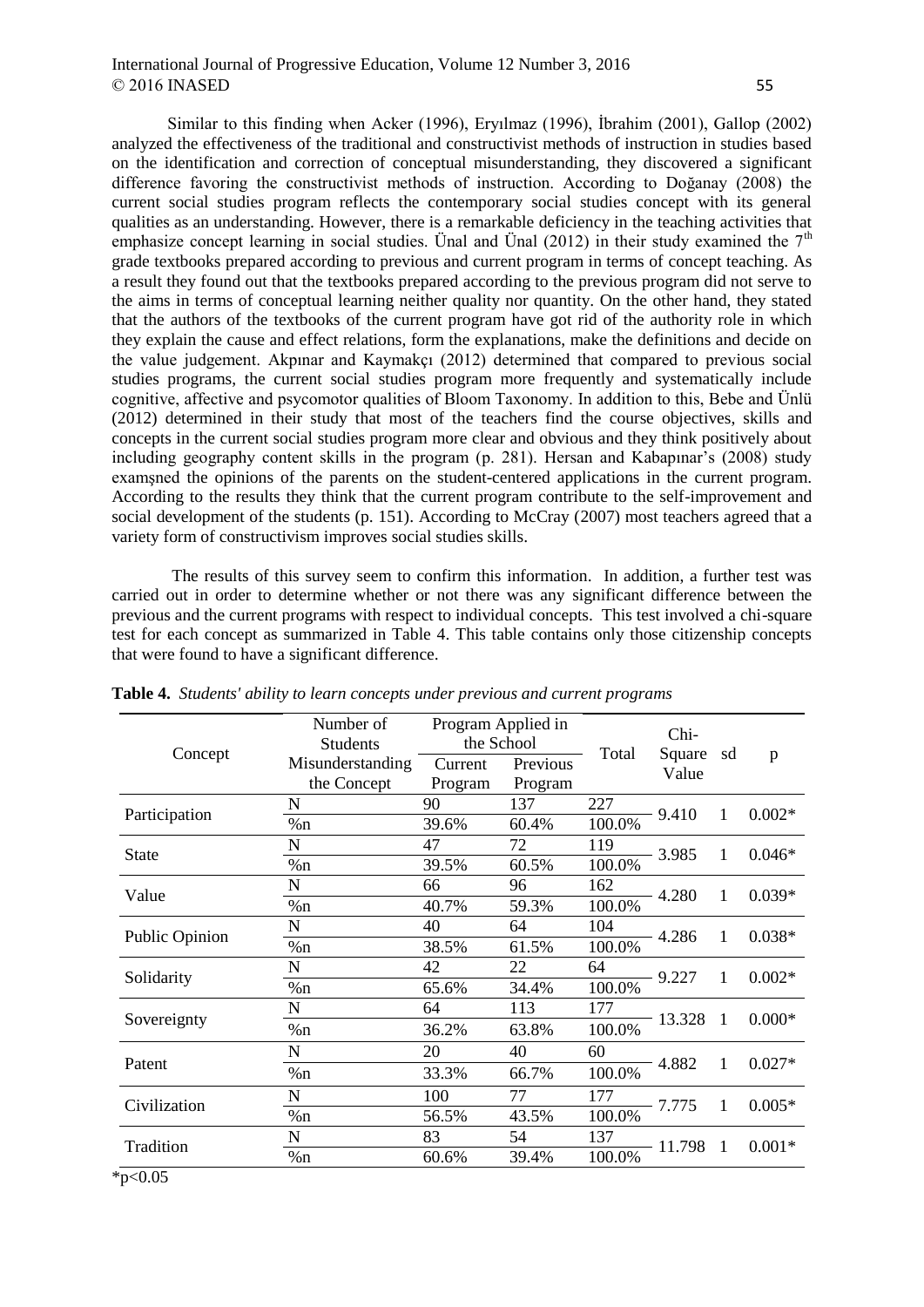Similar to this finding when Acker (1996), Eryılmaz (1996), İbrahim (2001), Gallop (2002) analyzed the effectiveness of the traditional and constructivist methods of instruction in studies based on the identification and correction of conceptual misunderstanding, they discovered a significant difference favoring the constructivist methods of instruction. According to Doğanay (2008) the current social studies program reflects the contemporary social studies concept with its general qualities as an understanding. However, there is a remarkable deficiency in the teaching activities that emphasize concept learning in social studies. Ünal and Ünal (2012) in their study examined the 7th grade textbooks prepared according to previous and current program in terms of concept teaching. As a result they found out that the textbooks prepared according to the previous program did not serve to the aims in terms of conceptual learning neither quality nor quantity. On the other hand, they stated that the authors of the textbooks of the current program have got rid of the authority role in which they explain the cause and effect relations, form the explanations, make the definitions and decide on the value judgement. Akpınar and Kaymakçı (2012) determined that compared to previous social studies programs, the current social studies program more frequently and systematically include cognitive, affective and psycomotor qualities of Bloom Taxonomy. In addition to this, Bebe and Ünlü (2012) determined in their study that most of the teachers find the course objectives, skills and concepts in the current social studies program more clear and obvious and they think positively about including geography content skills in the program (p. 281). Hersan and Kabapınar's (2008) study examşned the opinions of the parents on the student-centered applications in the current program. According to the results they think that the current program contribute to the self-improvement and social development of the students (p. 151). According to McCray (2007) most teachers agreed that a variety form of constructivism improves social studies skills.

The results of this survey seem to confirm this information. In addition, a further test was carried out in order to determine whether or not there was any significant difference between the previous and the current programs with respect to individual concepts. This test involved a chi-square test for each concept as summarized in Table 4. This table contains only those citizenship concepts that were found to have a significant difference.

**Table 4.** *Students' ability to learn concepts under previous and current programs*

| Concept | Number of Students Misunderstanding the Concept | Program Applied in the School | | Total | Chi-Square Value | sd | p |
|---|---|---|---|---|---|---|---|
| | | Current Program | Previous Program | | | | |
| Participation | N | 90 | 137 | 227 | 9.410 | 1 | 0.002* |
| | %n | 39.6% | 60.4% | 100.0% | | | |
| State | N | 47 | 72 | 119 | 3.985 | 1 | 0.046* |
| | %n | 39.5% | 60.5% | 100.0% | | | |
| Value | N | 66 | 96 | 162 | 4.280 | 1 | 0.039* |
| | %n | 40.7% | 59.3% | 100.0% | | | |
| Public Opinion | N | 40 | 64 | 104 | 4.286 | 1 | 0.038* |
| | %n | 38.5% | 61.5% | 100.0% | | | |
| Solidarity | N | 42 | 22 | 64 | 9.227 | 1 | 0.002* |
| | %n | 65.6% | 34.4% | 100.0% | | | |
| Sovereignty | N | 64 | 113 | 177 | 13.328 | 1 | 0.000* |
| | %n | 36.2% | 63.8% | 100.0% | | | |
| Patent | N | 20 | 40 | 60 | 4.882 | 1 | 0.027* |
| | %n | 33.3% | 66.7% | 100.0% | | | |
| Civilization | N | 100 | 77 | 177 | 7.775 | 1 | 0.005* |
| | %n | 56.5% | 43.5% | 100.0% | | | |
| Tradition | N | 83 | 54 | 137 | 11.798 | 1 | 0.001* |
| | %n | 60.6% | 39.4% | 100.0% | | | |

*$p<0.05$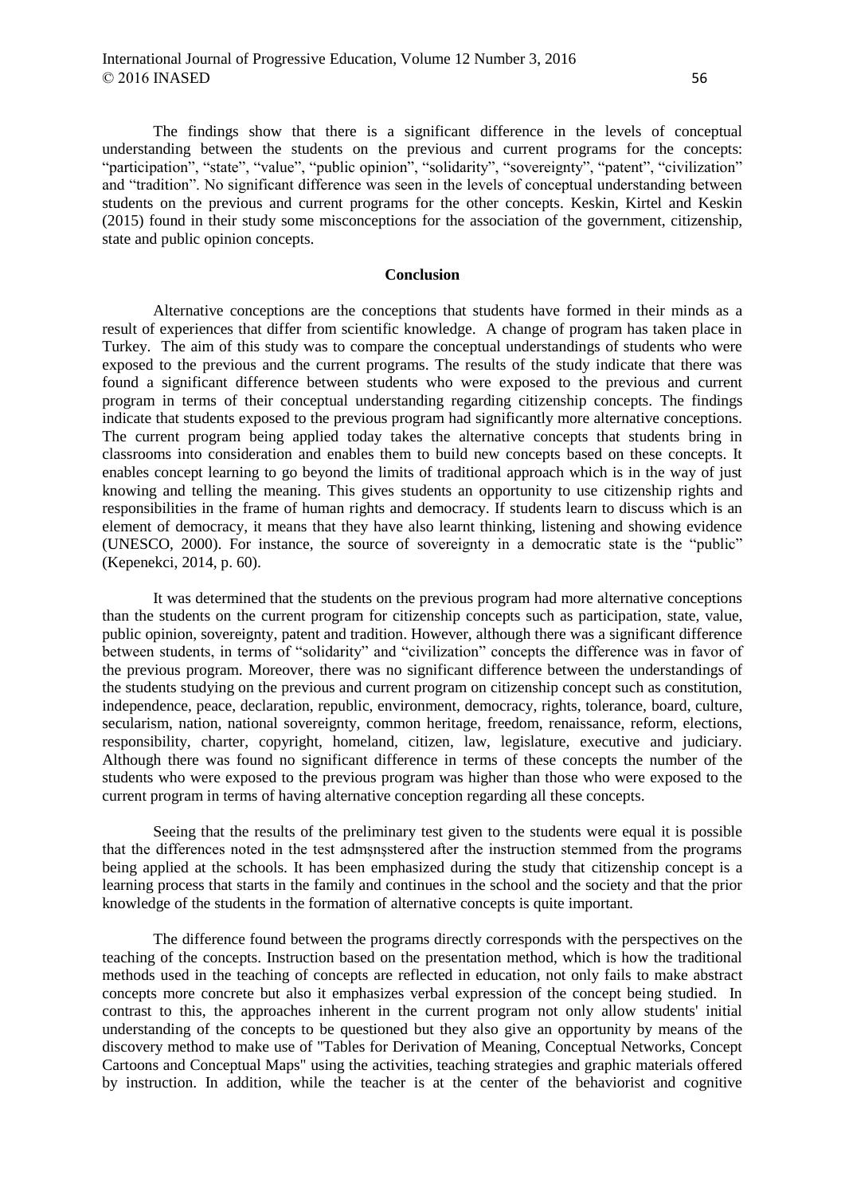The findings show that there is a significant difference in the levels of conceptual understanding between the students on the previous and current programs for the concepts: "participation", "state", "value", "public opinion", "solidarity", "sovereignty", "patent", "civilization" and "tradition". No significant difference was seen in the levels of conceptual understanding between students on the previous and current programs for the other concepts. Keskin, Kirtel and Keskin (2015) found in their study some misconceptions for the association of the government, citizenship, state and public opinion concepts.

## Conclusion

Alternative conceptions are the conceptions that students have formed in their minds as a result of experiences that differ from scientific knowledge. A change of program has taken place in Turkey. The aim of this study was to compare the conceptual understandings of students who were exposed to the previous and the current programs. The results of the study indicate that there was found a significant difference between students who were exposed to the previous and current program in terms of their conceptual understanding regarding citizenship concepts. The findings indicate that students exposed to the previous program had significantly more alternative conceptions. The current program being applied today takes the alternative concepts that students bring in classrooms into consideration and enables them to build new concepts based on these concepts. It enables concept learning to go beyond the limits of traditional approach which is in the way of just knowing and telling the meaning. This gives students an opportunity to use citizenship rights and responsibilities in the frame of human rights and democracy. If students learn to discuss which is an element of democracy, it means that they have also learnt thinking, listening and showing evidence (UNESCO, 2000). For instance, the source of sovereignty in a democratic state is the "public" (Kepenekci, 2014, p. 60).

It was determined that the students on the previous program had more alternative conceptions than the students on the current program for citizenship concepts such as participation, state, value, public opinion, sovereignty, patent and tradition. However, although there was a significant difference between students, in terms of "solidarity" and "civilization" concepts the difference was in favor of the previous program. Moreover, there was no significant difference between the understandings of the students studying on the previous and current program on citizenship concept such as constitution, independence, peace, declaration, republic, environment, democracy, rights, tolerance, board, culture, secularism, nation, national sovereignty, common heritage, freedom, renaissance, reform, elections, responsibility, charter, copyright, homeland, citizen, law, legislature, executive and judiciary. Although there was found no significant difference in terms of these concepts the number of the students who were exposed to the previous program was higher than those who were exposed to the current program in terms of having alternative conception regarding all these concepts.

Seeing that the results of the preliminary test given to the students were equal it is possible that the differences noted in the test admşnşstered after the instruction stemmed from the programs being applied at the schools. It has been emphasized during the study that citizenship concept is a learning process that starts in the family and continues in the school and the society and that the prior knowledge of the students in the formation of alternative concepts is quite important.

The difference found between the programs directly corresponds with the perspectives on the teaching of the concepts. Instruction based on the presentation method, which is how the traditional methods used in the teaching of concepts are reflected in education, not only fails to make abstract concepts more concrete but also it emphasizes verbal expression of the concept being studied. In contrast to this, the approaches inherent in the current program not only allow students' initial understanding of the concepts to be questioned but they also give an opportunity by means of the discovery method to make use of "Tables for Derivation of Meaning, Conceptual Networks, Concept Cartoons and Conceptual Maps" using the activities, teaching strategies and graphic materials offered by instruction. In addition, while the teacher is at the center of the behaviorist and cognitive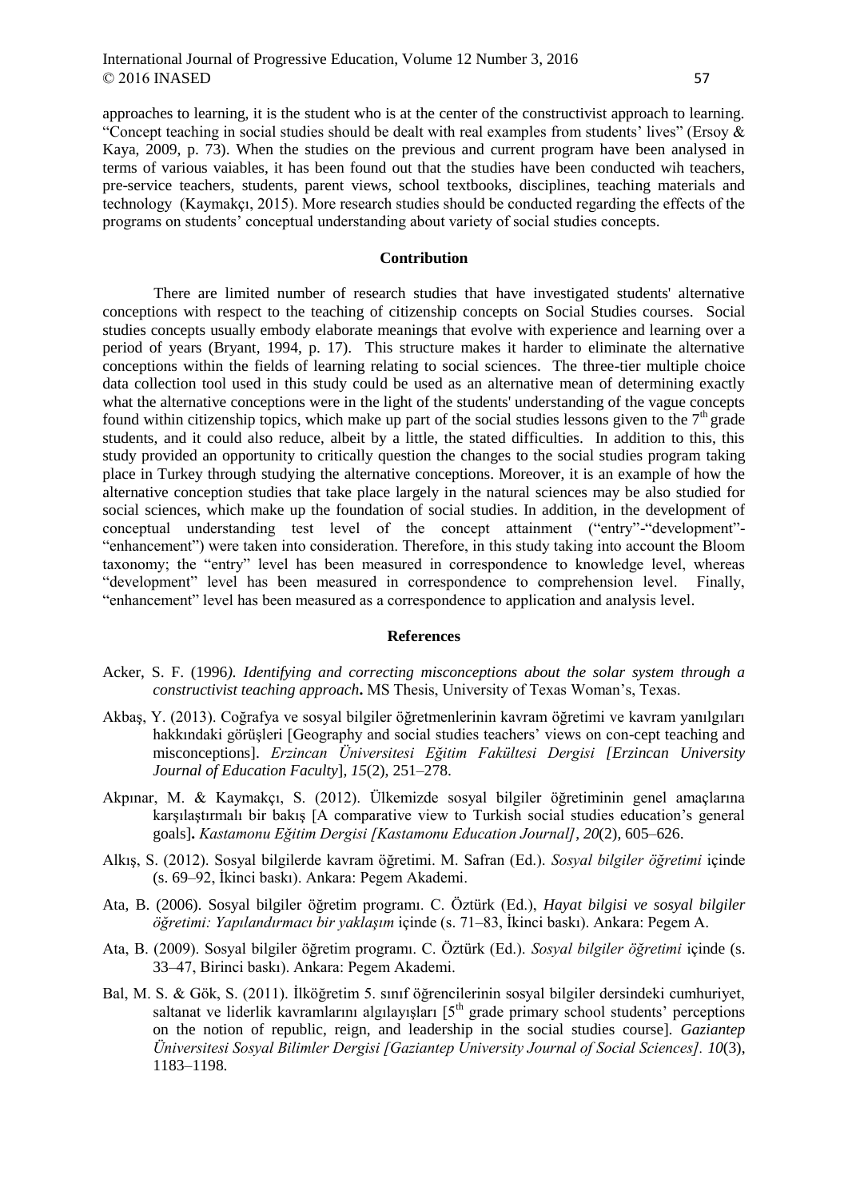approaches to learning, it is the student who is at the center of the constructivist approach to learning. "Concept teaching in social studies should be dealt with real examples from students' lives" (Ersoy & Kaya, 2009, p. 73). When the studies on the previous and current program have been analysed in terms of various vaiables, it has been found out that the studies have been conducted wih teachers, pre-service teachers, students, parent views, school textbooks, disciplines, teaching materials and technology (Kaymakçı, 2015). More research studies should be conducted regarding the effects of the programs on students' conceptual understanding about variety of social studies concepts.

## Contribution

There are limited number of research studies that have investigated students' alternative conceptions with respect to the teaching of citizenship concepts on Social Studies courses. Social studies concepts usually embody elaborate meanings that evolve with experience and learning over a period of years (Bryant, 1994, p. 17). This structure makes it harder to eliminate the alternative conceptions within the fields of learning relating to social sciences. The three-tier multiple choice data collection tool used in this study could be used as an alternative mean of determining exactly what the alternative conceptions were in the light of the students' understanding of the vague concepts found within citizenship topics, which make up part of the social studies lessons given to the 7th grade students, and it could also reduce, albeit by a little, the stated difficulties. In addition to this, this study provided an opportunity to critically question the changes to the social studies program taking place in Turkey through studying the alternative conceptions. Moreover, it is an example of how the alternative conception studies that take place largely in the natural sciences may be also studied for social sciences, which make up the foundation of social studies. In addition, in the development of conceptual understanding test level of the concept attainment ("entry"-"development"-"enhancement") were taken into consideration. Therefore, in this study taking into account the Bloom taxonomy; the "entry" level has been measured in correspondence to knowledge level, whereas "development" level has been measured in correspondence to comprehension level. Finally, "enhancement" level has been measured as a correspondence to application and analysis level.

## References

Acker, S. F. (1996). *Identifying and correcting misconceptions about the solar system through a constructivist teaching approach*. MS Thesis, University of Texas Woman's, Texas.

Akbaş, Y. (2013). Coğrafya ve sosyal bilgiler öğretmenlerinin kavram öğretimi ve kavram yanılgıları hakkındaki görüşleri [Geography and social studies teachers' views on con-cept teaching and misconceptions]. *Erzincan Üniversitesi Eğitim Fakültesi Dergisi [Erzincan University Journal of Education Faculty]*, *15*(2), 251–278.

Akpınar, M. & Kaymakçı, S. (2012). Ülkemizde sosyal bilgiler öğretiminin genel amaçlarına karşılaştırmalı bir bakış [A comparative view to Turkish social studies education's general goals]. *Kastamonu Eğitim Dergisi [Kastamonu Education Journal]*, *20*(2), 605–626.

Alkış, S. (2012). Sosyal bilgilerde kavram öğretimi. M. Safran (Ed.). *Sosyal bilgiler öğretimi* içinde (s. 69–92, İkinci baskı). Ankara: Pegem Akademi.

Ata, B. (2006). Sosyal bilgiler öğretim programı. C. Öztürk (Ed.), *Hayat bilgisi ve sosyal bilgiler öğretimi: Yapılandırmacı bir yaklaşım* içinde (s. 71–83, İkinci baskı). Ankara: Pegem A.

Ata, B. (2009). Sosyal bilgiler öğretim programı. C. Öztürk (Ed.). *Sosyal bilgiler öğretimi* içinde (s. 33–47, Birinci baskı). Ankara: Pegem Akademi.

Bal, M. S. & Gök, S. (2011). İlköğretim 5. sınıf öğrencilerinin sosyal bilgiler dersindeki cumhuriyet, saltanat ve liderlik kavramlarını algılayışları [5th grade primary school students' perceptions on the notion of republic, reign, and leadership in the social studies course]. *Gaziantep Üniversitesi Sosyal Bilimler Dergisi [Gaziantep University Journal of Social Sciences]*. *10*(3), 1183–1198.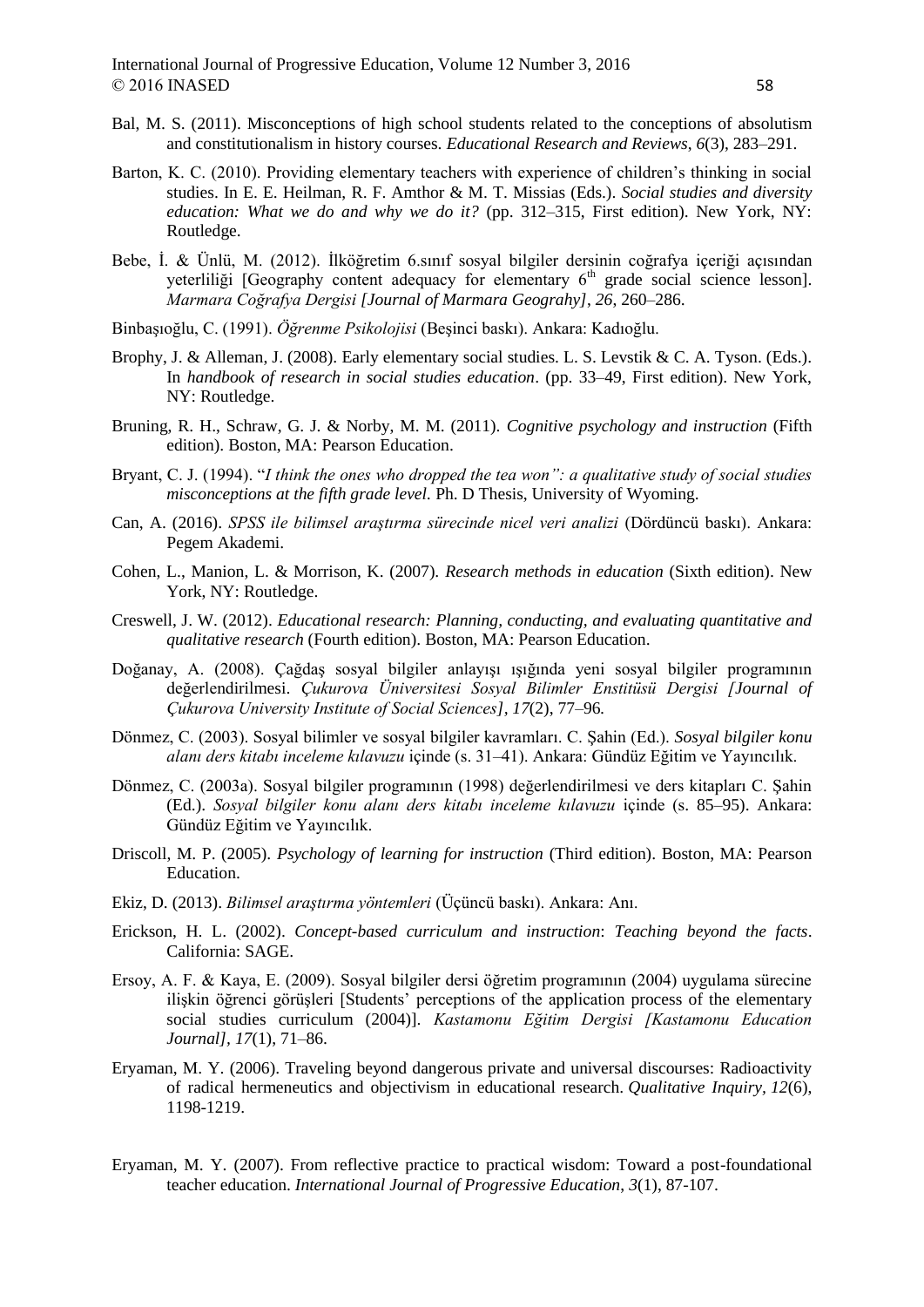Bal, M. S. (2011). Misconceptions of high school students related to the conceptions of absolutism and constitutionalism in history courses. *Educational Research and Reviews*, *6*(3), 283–291.

Barton, K. C. (2010). Providing elementary teachers with experience of children's thinking in social studies. In E. E. Heilman, R. F. Amthor & M. T. Missias (Eds.). *Social studies and diversity education: What we do and why we do it?* (pp. 312–315, First edition). New York, NY: Routledge.

Bebe, İ. & Ünlü, M. (2012). İlköğretim 6.sınıf sosyal bilgiler dersinin coğrafya içeriği açısından yeterliliği [Geography content adequacy for elementary 6th grade social science lesson]. *Marmara Coğrafya Dergisi [Journal of Marmara Geograhy]*, *26*, 260–286.

Binbaşıoğlu, C. (1991). *Öğrenme Psikolojisi* (Beşinci baskı). Ankara: Kadıoğlu.

Brophy, J. & Alleman, J. (2008). Early elementary social studies. L. S. Levstik & C. A. Tyson. (Eds.). In *handbook of research in social studies education*. (pp. 33–49, First edition). New York, NY: Routledge.

Bruning, R. H., Schraw, G. J. & Norby, M. M. (2011). *Cognitive psychology and instruction* (Fifth edition). Boston, MA: Pearson Education.

Bryant, C. J. (1994). "*I think the ones who dropped the tea won": a qualitative study of social studies misconceptions at the fifth grade level.* Ph. D Thesis, University of Wyoming.

Can, A. (2016). *SPSS ile bilimsel araştırma sürecinde nicel veri analizi* (Dördüncü baskı). Ankara: Pegem Akademi.

Cohen, L., Manion, L. & Morrison, K. (2007). *Research methods in education* (Sixth edition). New York, NY: Routledge.

Creswell, J. W. (2012). *Educational research: Planning, conducting, and evaluating quantitative and qualitative research* (Fourth edition). Boston, MA: Pearson Education.

Doğanay, A. (2008). Çağdaş sosyal bilgiler anlayışı ışığında yeni sosyal bilgiler programının değerlendirilmesi. *Çukurova Üniversitesi Sosyal Bilimler Enstitüsü Dergisi [Journal of Çukurova University Institute of Social Sciences]*, *17*(2), 77–96.

Dönmez, C. (2003). Sosyal bilimler ve sosyal bilgiler kavramları. C. Şahin (Ed.). *Sosyal bilgiler konu alanı ders kitabı inceleme kılavuzu* içinde (s. 31–41). Ankara: Gündüz Eğitim ve Yayıncılık.

Dönmez, C. (2003a). Sosyal bilgiler programının (1998) değerlendirilmesi ve ders kitapları C. Şahin (Ed.). *Sosyal bilgiler konu alanı ders kitabı inceleme kılavuzu* içinde (s. 85–95). Ankara: Gündüz Eğitim ve Yayıncılık.

Driscoll, M. P. (2005). *Psychology of learning for instruction* (Third edition). Boston, MA: Pearson Education.

Ekiz, D. (2013). *Bilimsel araştırma yöntemleri* (Üçüncü baskı). Ankara: Anı.

Erickson, H. L. (2002). *Concept-based curriculum and instruction*: *Teaching beyond the facts*. California: SAGE.

Ersoy, A. F. & Kaya, E. (2009). Sosyal bilgiler dersi öğretim programının (2004) uygulama sürecine ilişkin öğrenci görüşleri [Students' perceptions of the application process of the elementary social studies curriculum (2004)]. *Kastamonu Eğitim Dergisi [Kastamonu Education Journal], 17*(1), 71–86.

Eryaman, M. Y. (2006). Traveling beyond dangerous private and universal discourses: Radioactivity of radical hermeneutics and objectivism in educational research. *Qualitative Inquiry*, *12*(6), 1198-1219.

Eryaman, M. Y. (2007). From reflective practice to practical wisdom: Toward a post-foundational teacher education. *International Journal of Progressive Education*, *3*(1), 87-107.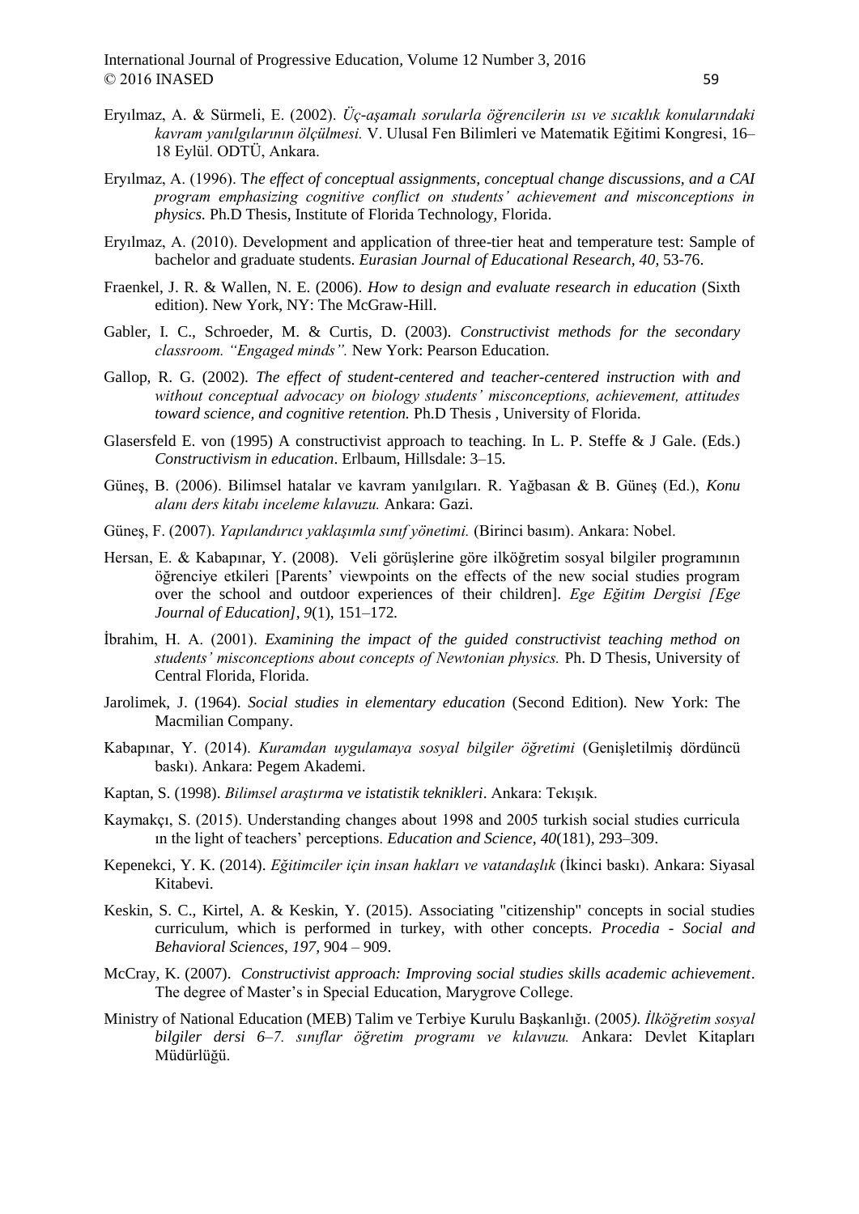Eryılmaz, A. & Sürmeli, E. (2002). *Üç-aşamalı sorularla öğrencilerin ısı ve sıcaklık konularındaki kavram yanılgılarının ölçülmesi.* V. Ulusal Fen Bilimleri ve Matematik Eğitimi Kongresi, 16–18 Eylül. ODTÜ, Ankara.

Eryılmaz, A. (1996). T*he effect of conceptual assignments, conceptual change discussions, and a CAI program emphasizing cognitive conflict on students' achievement and misconceptions in physics.* Ph.D Thesis, Institute of Florida Technology, Florida.

Eryılmaz, A. (2010). Development and application of three-tier heat and temperature test: Sample of bachelor and graduate students. *Eurasian Journal of Educational Research*, *40*, 53-76.

Fraenkel, J. R. & Wallen, N. E. (2006). *How to design and evaluate research in education* (Sixth edition). New York, NY: The McGraw-Hill.

Gabler, I. C., Schroeder, M. & Curtis, D. (2003). *Constructivist methods for the secondary classroom. "Engaged minds".* New York: Pearson Education.

Gallop, R. G. (2002). *The effect of student-centered and teacher-centered instruction with and without conceptual advocacy on biology students' misconceptions, achievement, attitudes toward science, and cognitive retention.* Ph.D Thesis , University of Florida.

Glasersfeld E. von (1995) A constructivist approach to teaching. In L. P. Steffe & J Gale. (Eds.) *Constructivism in education*. Erlbaum, Hillsdale: 3–15.

Güneş, B. (2006). Bilimsel hatalar ve kavram yanılgıları. R. Yağbasan & B. Güneş (Ed.), *Konu alanı ders kitabı inceleme kılavuzu.* Ankara: Gazi.

Güneş, F. (2007). *Yapılandırıcı yaklaşımla sınıf yönetimi.* (Birinci basım). Ankara: Nobel.

Hersan, E. & Kabapınar, Y. (2008). Veli görüşlerine göre ilköğretim sosyal bilgiler programının öğrenciye etkileri [Parents' viewpoints on the effects of the new social studies program over the school and outdoor experiences of their children]. *Ege Eğitim Dergisi [Ege Journal of Education], 9*(1), 151–172.

İbrahim, H. A. (2001). *Examining the impact of the guided constructivist teaching method on students' misconceptions about concepts of Newtonian physics.* Ph. D Thesis, University of Central Florida, Florida.

Jarolimek, J. (1964). *Social studies in elementary education* (Second Edition). New York: The Macmilian Company.

Kabapınar, Y. (2014). *Kuramdan uygulamaya sosyal bilgiler öğretimi* (Genişletilmiş dördüncü baskı). Ankara: Pegem Akademi.

Kaptan, S. (1998). *Bilimsel araştırma ve istatistik teknikleri*. Ankara: Tekışık.

Kaymakçı, S. (2015). Understanding changes about 1998 and 2005 turkish social studies curricula ın the light of teachers' perceptions. *Education and Science*, *40*(181), 293–309.

Kepenekci, Y. K. (2014). *Eğitimciler için insan hakları ve vatandaşlık* (İkinci baskı). Ankara: Siyasal Kitabevi.

Keskin, S. C., Kirtel, A. & Keskin, Y. (2015). Associating "citizenship" concepts in social studies curriculum, which is performed in turkey, with other concepts. *Procedia - Social and Behavioral Sciences*, *197*, 904 – 909.

McCray, K. (2007). *Constructivist approach: Improving social studies skills academic achievement*. The degree of Master's in Special Education, Marygrove College.

Ministry of National Education (MEB) Talim ve Terbiye Kurulu Başkanlığı. (2005*). İlköğretim sosyal bilgiler dersi 6–7. sınıflar öğretim programı ve kılavuzu.* Ankara: Devlet Kitapları Müdürlüğü.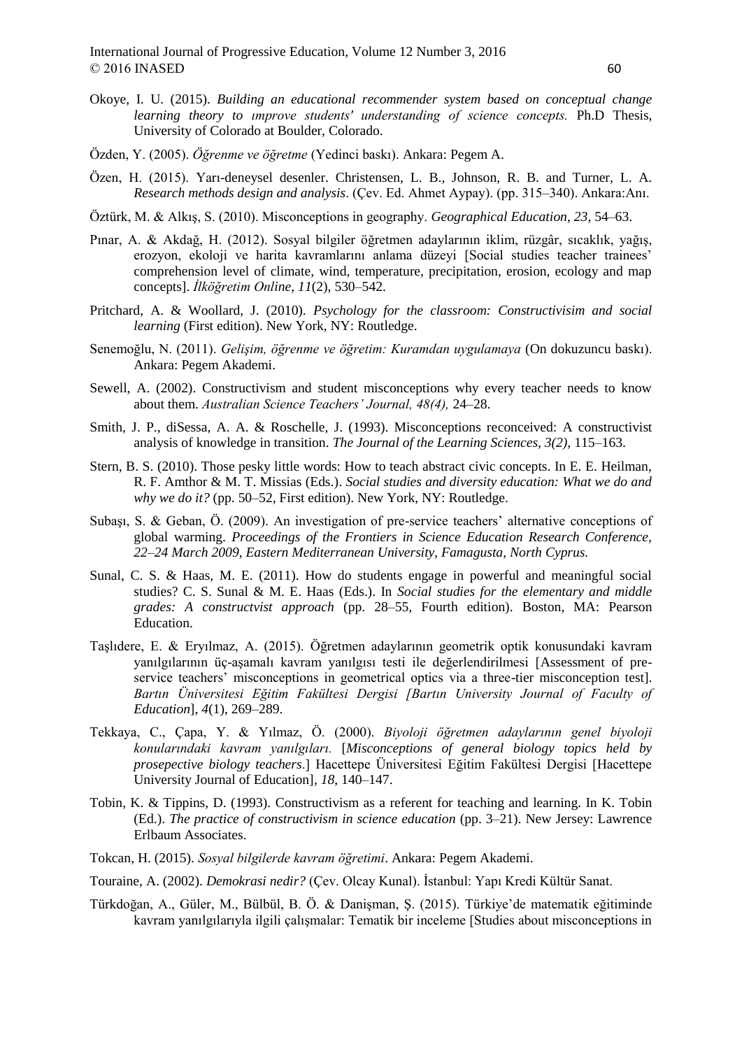Okoye, I. U. (2015). *Building an educational recommender system based on conceptual change learning theory to ımprove students' understanding of science concepts.* Ph.D Thesis, University of Colorado at Boulder, Colorado.

Özden, Y. (2005). *Öğrenme ve öğretme* (Yedinci baskı). Ankara: Pegem A.

Özen, H. (2015). Yarı-deneysel desenler. Christensen, L. B., Johnson, R. B. and Turner, L. A. *Research methods design and analysis*. (Çev. Ed. Ahmet Aypay). (pp. 315–340). Ankara:Anı.

Öztürk, M. & Alkış, S. (2010). Misconceptions in geography. *Geographical Education*, *23*, 54–63.

Pınar, A. & Akdağ, H. (2012). Sosyal bilgiler öğretmen adaylarının iklim, rüzgâr, sıcaklık, yağış, erozyon, ekoloji ve harita kavramlarını anlama düzeyi [Social studies teacher trainees' comprehension level of climate, wind, temperature, precipitation, erosion, ecology and map concepts]. *İlköğretim Online*, *11*(2), 530–542.

Pritchard, A. & Woollard, J. (2010). *Psychology for the classroom: Constructivisim and social learning* (First edition). New York, NY: Routledge.

Senemoğlu, N. (2011). *Gelişim, öğrenme ve öğretim: Kuramdan uygulamaya* (On dokuzuncu baskı). Ankara: Pegem Akademi.

Sewell, A. (2002). Constructivism and student misconceptions why every teacher needs to know about them. *Australian Science Teachers' Journal, 48(4),* 24–28.

Smith, J. P., diSessa, A. A. & Roschelle, J. (1993). Misconceptions reconceived: A constructivist analysis of knowledge in transition. *The Journal of the Learning Sciences, 3(2)*, 115–163.

Stern, B. S. (2010). Those pesky little words: How to teach abstract civic concepts. In E. E. Heilman, R. F. Amthor & M. T. Missias (Eds.). *Social studies and diversity education: What we do and why we do it?* (pp. 50–52, First edition). New York, NY: Routledge.

Subaşı, S. & Geban, Ö. (2009). An investigation of pre-service teachers' alternative conceptions of global warming. *Proceedings of the Frontiers in Science Education Research Conference, 22–24 March 2009, Eastern Mediterranean University, Famagusta, North Cyprus.*

Sunal, C. S. & Haas, M. E. (2011). How do students engage in powerful and meaningful social studies? C. S. Sunal & M. E. Haas (Eds.). In *Social studies for the elementary and middle grades: A constructvist approach* (pp. 28–55, Fourth edition). Boston, MA: Pearson Education.

Taşlıdere, E. & Eryılmaz, A. (2015). Öğretmen adaylarının geometrik optik konusundaki kavram yanılgılarının üç-aşamalı kavram yanılgısı testi ile değerlendirilmesi [Assessment of pre-service teachers' misconceptions in geometrical optics via a three-tier misconception test]. *Bartın Üniversitesi Eğitim Fakültesi Dergisi [Bartın University Journal of Faculty of Education*], *4*(1), 269–289.

Tekkaya, C., Çapa, Y. & Yılmaz, Ö. (2000). *Biyoloji öğretmen adaylarının genel biyoloji konularındaki kavram yanılgıları.* [*Misconceptions of general biology topics held by prosepective biology teachers*.] Hacettepe Üniversitesi Eğitim Fakültesi Dergisi [Hacettepe University Journal of Education], *18*, 140–147.

Tobin, K. & Tippins, D. (1993). Constructivism as a referent for teaching and learning. In K. Tobin (Ed.). *The practice of constructivism in science education* (pp. 3–21). New Jersey: Lawrence Erlbaum Associates.

Tokcan, H. (2015). *Sosyal bilgilerde kavram öğretimi*. Ankara: Pegem Akademi.

Touraine, A. (2002). *Demokrasi nedir?* (Çev. Olcay Kunal). İstanbul: Yapı Kredi Kültür Sanat.

Türkdoğan, A., Güler, M., Bülbül, B. Ö. & Danişman, Ş. (2015). Türkiye'de matematik eğitiminde kavram yanılgılarıyla ilgili çalışmalar: Tematik bir inceleme [Studies about misconceptions in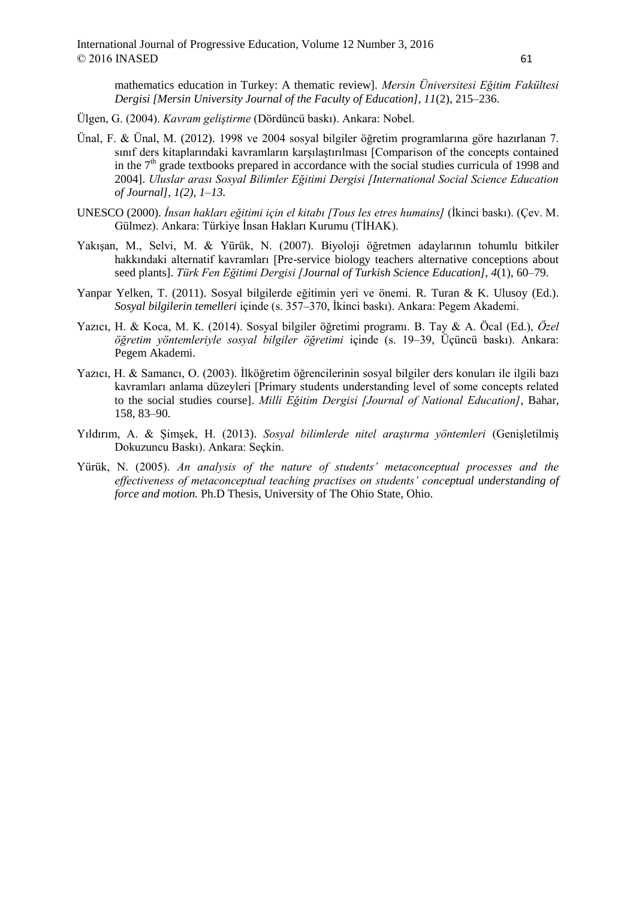mathematics education in Turkey: A thematic review]. *Mersin Üniversitesi Eğitim Fakültesi Dergisi [Mersin University Journal of the Faculty of Education], 11*(2), 215–236.

Ülgen, G. (2004). *Kavram geliştirme* (Dördüncü baskı). Ankara: Nobel.

Ünal, F. & Ünal, M. (2012). 1998 ve 2004 sosyal bilgiler öğretim programlarına göre hazırlanan 7. sınıf ders kitaplarındaki kavramların karşılaştırılması [Comparison of the concepts contained in the 7th grade textbooks prepared in accordance with the social studies curricula of 1998 and 2004]. *Uluslar arası Sosyal Bilimler Eğitimi Dergisi [International Social Science Education of Journal], 1(2), 1–13.*

UNESCO (2000). *İnsan hakları eğitimi için el kitabı [Tous les etres humains]* (İkinci baskı). (Çev. M. Gülmez). Ankara: Türkiye İnsan Hakları Kurumu (TİHAK).

Yakışan, M., Selvi, M. & Yürük, N. (2007). Biyoloji öğretmen adaylarının tohumlu bitkiler hakkındaki alternatif kavramları [Pre-service biology teachers alternative conceptions about seed plants]. *Türk Fen Eğitimi Dergisi [Journal of Turkish Science Education], 4*(1), 60–79.

Yanpar Yelken, T. (2011). Sosyal bilgilerde eğitimin yeri ve önemi. R. Turan & K. Ulusoy (Ed.). *Sosyal bilgilerin temelleri* içinde (s. 357–370, İkinci baskı). Ankara: Pegem Akademi.

Yazıcı, H. & Koca, M. K. (2014). Sosyal bilgiler öğretimi programı. B. Tay & A. Öcal (Ed.), *Özel öğretim yöntemleriyle sosyal bilgiler öğretimi* içinde (s. 19–39, Üçüncü baskı). Ankara: Pegem Akademi.

Yazıcı, H. & Samancı, O. (2003). İlköğretim öğrencilerinin sosyal bilgiler ders konuları ile ilgili bazı kavramları anlama düzeyleri [Primary students understanding level of some concepts related to the social studies course]. *Milli Eğitim Dergisi [Journal of National Education]*, Bahar, 158, 83–90.

Yıldırım, A. & Şimşek, H. (2013). *Sosyal bilimlerde nitel araştırma yöntemleri* (Genişletilmiş Dokuzuncu Baskı). Ankara: Seçkin.

Yürük, N. (2005). *An analysis of the nature of students' metaconceptual processes and the effectiveness of metaconceptual teaching practises on students' conceptual understanding of force and motion.* Ph.D Thesis, University of The Ohio State, Ohio.